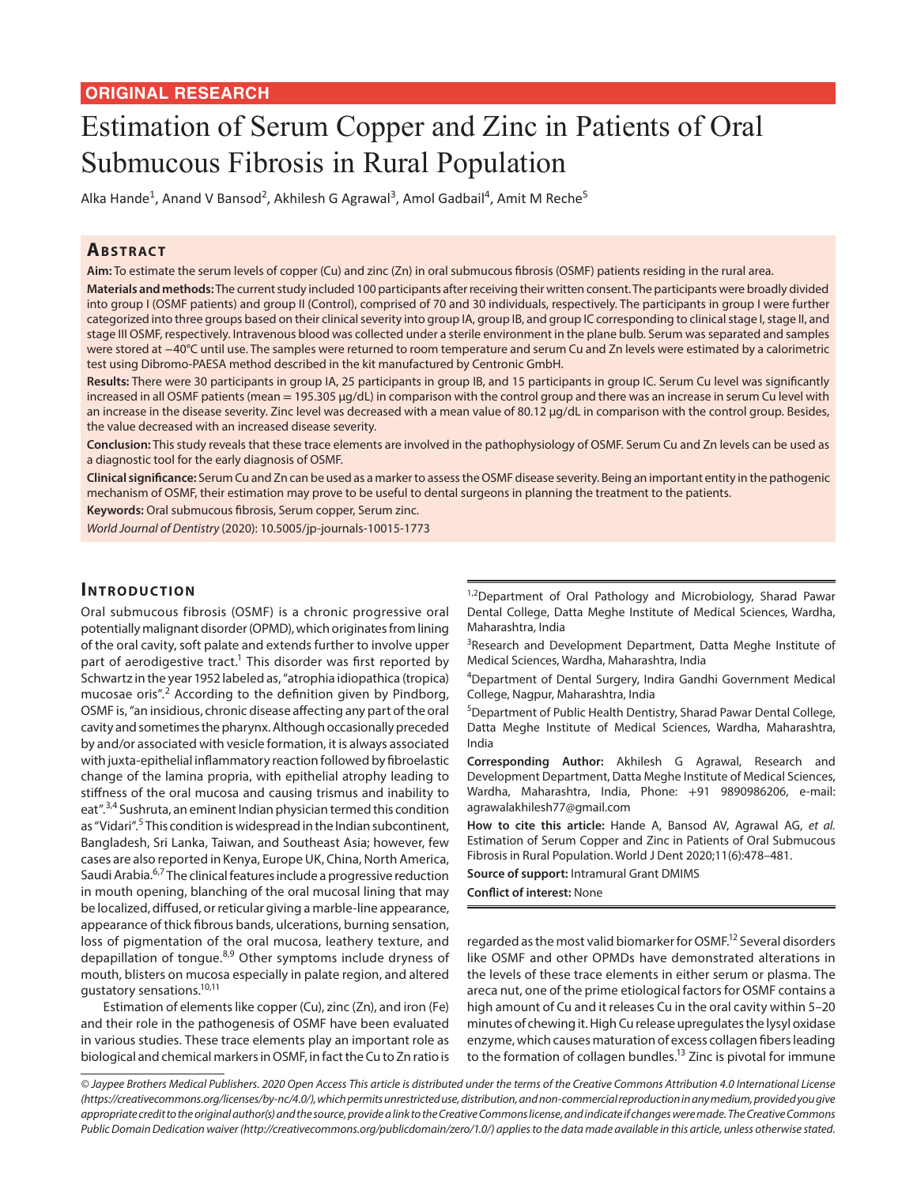ORIGINAL RESEARCH

# Estimation of Serum Copper and Zinc in Patients of Oral Submucous Fibrosis in Rural Population

Alka Hande[1], Anand V Bansod[2], Akhilesh G Agrawal[3], Amol Gadbail[4], Amit M Reche[5]

## Abstract

**Aim:** To estimate the serum levels of copper (Cu) and zinc (Zn) in oral submucous fibrosis (OSMF) patients residing in the rural area.

**Materials and methods:** The current study included 100 participants after receiving their written consent. The participants were broadly divided into group I (OSMF patients) and group II (Control), comprised of 70 and 30 individuals, respectively. The participants in group I were further categorized into three groups based on their clinical severity into group IA, group IB, and group IC corresponding to clinical stage I, stage II, and stage III OSMF, respectively. Intravenous blood was collected under a sterile environment in the plane bulb. Serum was separated and samples were stored at −40°C until use. The samples were returned to room temperature and serum Cu and Zn levels were estimated by a calorimetric test using Dibromo-PAESA method described in the kit manufactured by Centronic GmbH.

**Results:** There were 30 participants in group IA, 25 participants in group IB, and 15 participants in group IC. Serum Cu level was significantly increased in all OSMF patients (mean = 195.305 μg/dL) in comparison with the control group and there was an increase in serum Cu level with an increase in the disease severity. Zinc level was decreased with a mean value of 80.12 μg/dL in comparison with the control group. Besides, the value decreased with an increased disease severity.

**Conclusion:** This study reveals that these trace elements are involved in the pathophysiology of OSMF. Serum Cu and Zn levels can be used as a diagnostic tool for the early diagnosis of OSMF.

**Clinical significance:** Serum Cu and Zn can be used as a marker to assess the OSMF disease severity. Being an important entity in the pathogenic mechanism of OSMF, their estimation may prove to be useful to dental surgeons in planning the treatment to the patients.

**Keywords:** Oral submucous fibrosis, Serum copper, Serum zinc.

*World Journal of Dentistry* (2020): 10.5005/jp-journals-10015-1773

[1,2]Department of Oral Pathology and Microbiology, Sharad Pawar Dental College, Datta Meghe Institute of Medical Sciences, Wardha, Maharashtra, India

[3]Research and Development Department, Datta Meghe Institute of Medical Sciences, Wardha, Maharashtra, India

[4]Department of Dental Surgery, Indira Gandhi Government Medical College, Nagpur, Maharashtra, India

[5]Department of Public Health Dentistry, Sharad Pawar Dental College, Datta Meghe Institute of Medical Sciences, Wardha, Maharashtra, India

**Corresponding Author:** Akhilesh G Agrawal, Research and Development Department, Datta Meghe Institute of Medical Sciences, Wardha, Maharashtra, India, Phone: +91 9890986206, e-mail: agrawalakhilesh77@gmail.com

**How to cite this article:** Hande A, Bansod AV, Agrawal AG, *et al.* Estimation of Serum Copper and Zinc in Patients of Oral Submucous Fibrosis in Rural Population. World J Dent 2020;11(6):478–481.

**Source of support:** Intramural Grant DMIMS

**Conflict of interest:** None

## Introduction

Oral submucous fibrosis (OSMF) is a chronic progressive oral potentially malignant disorder (OPMD), which originates from lining of the oral cavity, soft palate and extends further to involve upper part of aerodigestive tract.[1] This disorder was first reported by Schwartz in the year 1952 labeled as, "atrophia idiopathica (tropica) mucosae oris".[2] According to the definition given by Pindborg, OSMF is, "an insidious, chronic disease affecting any part of the oral cavity and sometimes the pharynx. Although occasionally preceded by and/or associated with vesicle formation, it is always associated with juxta-epithelial inflammatory reaction followed by fibroelastic change of the lamina propria, with epithelial atrophy leading to stiffness of the oral mucosa and causing trismus and inability to eat".[3,4] Sushruta, an eminent Indian physician termed this condition as "Vidari".[5] This condition is widespread in the Indian subcontinent, Bangladesh, Sri Lanka, Taiwan, and Southeast Asia; however, few cases are also reported in Kenya, Europe UK, China, North America, Saudi Arabia.[6,7] The clinical features include a progressive reduction in mouth opening, blanching of the oral mucosal lining that may be localized, diffused, or reticular giving a marble-line appearance, appearance of thick fibrous bands, ulcerations, burning sensation, loss of pigmentation of the oral mucosa, leathery texture, and depapillation of tongue.[8,9] Other symptoms include dryness of mouth, blisters on mucosa especially in palate region, and altered gustatory sensations.[10,11]

Estimation of elements like copper (Cu), zinc (Zn), and iron (Fe) and their role in the pathogenesis of OSMF have been evaluated in various studies. These trace elements play an important role as biological and chemical markers in OSMF, in fact the Cu to Zn ratio is regarded as the most valid biomarker for OSMF.[12] Several disorders like OSMF and other OPMDs have demonstrated alterations in the levels of these trace elements in either serum or plasma. The areca nut, one of the prime etiological factors for OSMF contains a high amount of Cu and it releases Cu in the oral cavity within 5–20 minutes of chewing it. High Cu release upregulates the lysyl oxidase enzyme, which causes maturation of excess collagen fibers leading to the formation of collagen bundles.[13] Zinc is pivotal for immune

© Jaypee Brothers Medical Publishers. 2020 Open Access This article is distributed under the terms of the Creative Commons Attribution 4.0 International License (https://creativecommons.org/licenses/by-nc/4.0/), which permits unrestricted use, distribution, and non-commercial reproduction in any medium, provided you give appropriate credit to the original author(s) and the source, provide a link to the Creative Commons license, and indicate if changes were made. The Creative Commons Public Domain Dedication waiver (http://creativecommons.org/publicdomain/zero/1.0/) applies to the data made available in this article, unless otherwise stated.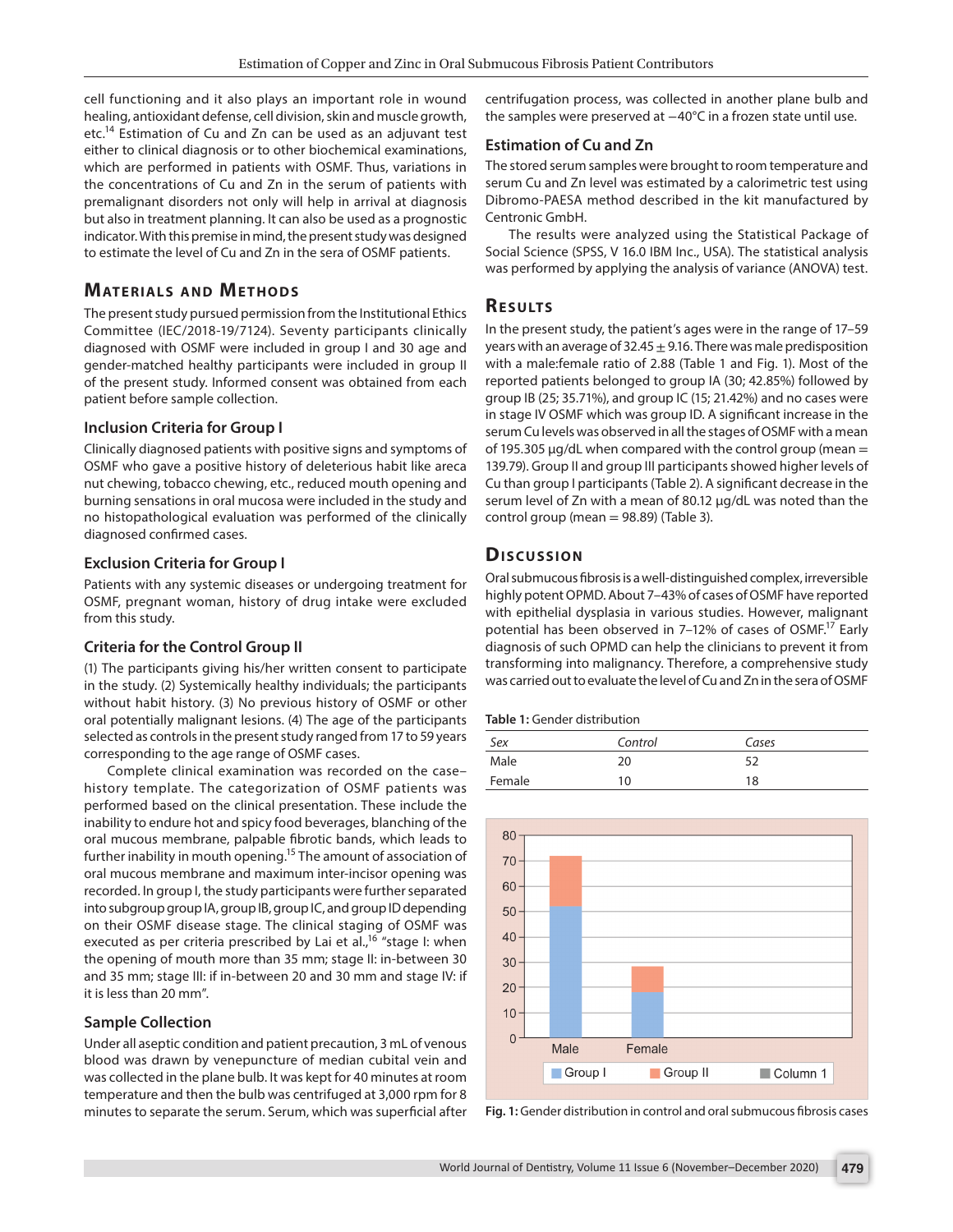cell functioning and it also plays an important role in wound healing, antioxidant defense, cell division, skin and muscle growth, etc.[14] Estimation of Cu and Zn can be used as an adjuvant test either to clinical diagnosis or to other biochemical examinations, which are performed in patients with OSMF. Thus, variations in the concentrations of Cu and Zn in the serum of patients with premalignant disorders not only will help in arrival at diagnosis but also in treatment planning. It can also be used as a prognostic indicator. With this premise in mind, the present study was designed to estimate the level of Cu and Zn in the sera of OSMF patients.

## Materials and Methods

The present study pursued permission from the Institutional Ethics Committee (IEC/2018-19/7124). Seventy participants clinically diagnosed with OSMF were included in group I and 30 age and gender-matched healthy participants were included in group II of the present study. Informed consent was obtained from each patient before sample collection.

### Inclusion Criteria for Group I

Clinically diagnosed patients with positive signs and symptoms of OSMF who gave a positive history of deleterious habit like areca nut chewing, tobacco chewing, etc., reduced mouth opening and burning sensations in oral mucosa were included in the study and no histopathological evaluation was performed of the clinically diagnosed confirmed cases.

### Exclusion Criteria for Group I

Patients with any systemic diseases or undergoing treatment for OSMF, pregnant woman, history of drug intake were excluded from this study.

### Criteria for the Control Group II

(1) The participants giving his/her written consent to participate in the study. (2) Systemically healthy individuals; the participants without habit history. (3) No previous history of OSMF or other oral potentially malignant lesions. (4) The age of the participants selected as controls in the present study ranged from 17 to 59 years corresponding to the age range of OSMF cases.

Complete clinical examination was recorded on the case–history template. The categorization of OSMF patients was performed based on the clinical presentation. These include the inability to endure hot and spicy food beverages, blanching of the oral mucous membrane, palpable fibrotic bands, which leads to further inability in mouth opening.[15] The amount of association of oral mucous membrane and maximum inter-incisor opening was recorded. In group I, the study participants were further separated into subgroup group IA, group IB, group IC, and group ID depending on their OSMF disease stage. The clinical staging of OSMF was executed as per criteria prescribed by Lai et al.,[16] "stage I: when the opening of mouth more than 35 mm; stage II: in-between 30 and 35 mm; stage III: if in-between 20 and 30 mm and stage IV: if it is less than 20 mm".

### Sample Collection

Under all aseptic condition and patient precaution, 3 mL of venous blood was drawn by venepuncture of median cubital vein and was collected in the plane bulb. It was kept for 40 minutes at room temperature and then the bulb was centrifuged at 3,000 rpm for 8 minutes to separate the serum. Serum, which was superficial after centrifugation process, was collected in another plane bulb and the samples were preserved at −40°C in a frozen state until use.

### Estimation of Cu and Zn

The stored serum samples were brought to room temperature and serum Cu and Zn level was estimated by a calorimetric test using Dibromo-PAESA method described in the kit manufactured by Centronic GmbH.

The results were analyzed using the Statistical Package of Social Science (SPSS, V 16.0 IBM Inc., USA). The statistical analysis was performed by applying the analysis of variance (ANOVA) test.

## Results

In the present study, the patient's ages were in the range of 17–59 years with an average of 32.45 ± 9.16. There was male predisposition with a male:female ratio of 2.88 (Table 1 and Fig. 1). Most of the reported patients belonged to group IA (30; 42.85%) followed by group IB (25; 35.71%), and group IC (15; 21.42%) and no cases were in stage IV OSMF which was group ID. A significant increase in the serum Cu levels was observed in all the stages of OSMF with a mean of 195.305 µg/dL when compared with the control group (mean = 139.79). Group II and group III participants showed higher levels of Cu than group I participants (Table 2). A significant decrease in the serum level of Zn with a mean of 80.12 µg/dL was noted than the control group (mean = 98.89) (Table 3).

## Discussion

Oral submucous fibrosis is a well-distinguished complex, irreversible highly potent OPMD. About 7–43% of cases of OSMF have reported with epithelial dysplasia in various studies. However, malignant potential has been observed in 7–12% of cases of OSMF.[17] Early diagnosis of such OPMD can help the clinicians to prevent it from transforming into malignancy. Therefore, a comprehensive study was carried out to evaluate the level of Cu and Zn in the sera of OSMF

**Table 1:** Gender distribution

| *Sex* | *Control* | *Cases* |
|---|---|---|
| Male | 20 | 52 |
| Female | 10 | 18 |

**Fig. 1:** Gender distribution in control and oral submucous fibrosis cases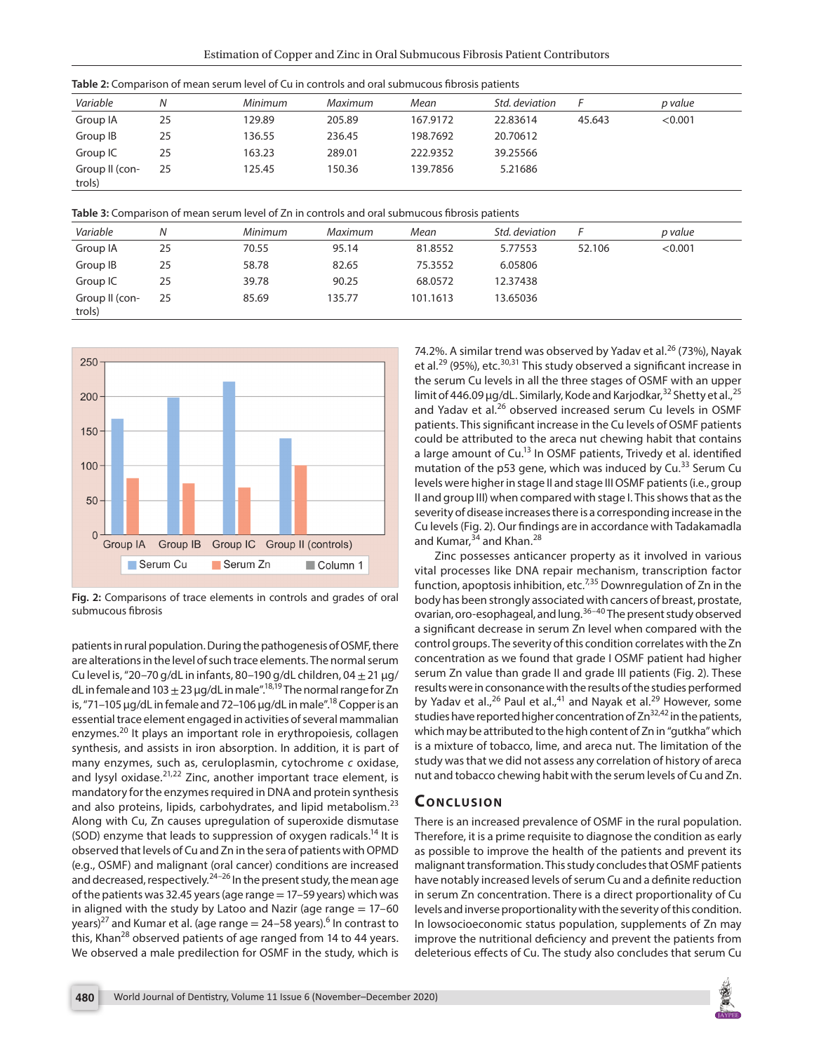**Table 2:** Comparison of mean serum level of Cu in controls and oral submucous fibrosis patients

| *Variable* | *N* | *Minimum* | *Maximum* | *Mean* | *Std. deviation* | *F* | *p value* |
|---|---|---|---|---|---|---|---|
| Group IA | 25 | 129.89 | 205.89 | 167.9172 | 22.83614 | 45.643 | <0.001 |
| Group IB | 25 | 136.55 | 236.45 | 198.7692 | 20.70612 | | |
| Group IC | 25 | 163.23 | 289.01 | 222.9352 | 39.25566 | | |
| Group II (controls) | 25 | 125.45 | 150.36 | 139.7856 | 5.21686 | | |

**Table 3:** Comparison of mean serum level of Zn in controls and oral submucous fibrosis patients

| *Variable* | *N* | *Minimum* | *Maximum* | *Mean* | *Std. deviation* | *F* | *p value* |
|---|---|---|---|---|---|---|---|
| Group IA | 25 | 70.55 | 95.14 | 81.8552 | 5.77553 | 52.106 | <0.001 |
| Group IB | 25 | 58.78 | 82.65 | 75.3552 | 6.05806 | | |
| Group IC | 25 | 39.78 | 90.25 | 68.0572 | 12.37438 | | |
| Group II (controls) | 25 | 85.69 | 135.77 | 101.1613 | 13.65036 | | |

**Fig. 2:** Comparisons of trace elements in controls and grades of oral submucous fibrosis

patients in rural population. During the pathogenesis of OSMF, there are alterations in the level of such trace elements. The normal serum Cu level is, "20–70 g/dL in infants, 80–190 g/dL children, 04 ± 21 μg/dL in female and 103 ± 23 μg/dL in male".[18,19] The normal range for Zn is, "71–105 μg/dL in female and 72–106 μg/dL in male".[18] Copper is an essential trace element engaged in activities of several mammalian enzymes.[20] It plays an important role in erythropoiesis, collagen synthesis, and assists in iron absorption. In addition, it is part of many enzymes, such as, ceruloplasmin, cytochrome *c* oxidase, and lysyl oxidase.[21,22] Zinc, another important trace element, is mandatory for the enzymes required in DNA and protein synthesis and also proteins, lipids, carbohydrates, and lipid metabolism.[23] Along with Cu, Zn causes upregulation of superoxide dismutase (SOD) enzyme that leads to suppression of oxygen radicals.[14] It is observed that levels of Cu and Zn in the sera of patients with OPMD (e.g., OSMF) and malignant (oral cancer) conditions are increased and decreased, respectively.[24–26] In the present study, the mean age of the patients was 32.45 years (age range = 17–59 years) which was in aligned with the study by Latoo and Nazir (age range = 17–60 years)[27] and Kumar et al. (age range = 24–58 years).[6] In contrast to this, Khan[28] observed patients of age ranged from 14 to 44 years. We observed a male predilection for OSMF in the study, which is 74.2%. A similar trend was observed by Yadav et al.[26] (73%), Nayak et al.[29] (95%), etc.[30,31] This study observed a significant increase in the serum Cu levels in all the three stages of OSMF with an upper limit of 446.09 μg/dL. Similarly, Kode and Karjodkar,[32] Shetty et al.,[25] and Yadav et al.[26] observed increased serum Cu levels in OSMF patients. This significant increase in the Cu levels of OSMF patients could be attributed to the areca nut chewing habit that contains a large amount of Cu.[13] In OSMF patients, Trivedy et al. identified mutation of the p53 gene, which was induced by Cu.[33] Serum Cu levels were higher in stage II and stage III OSMF patients (i.e., group II and group III) when compared with stage I. This shows that as the severity of disease increases there is a corresponding increase in the Cu levels (Fig. 2). Our findings are in accordance with Tadakamadla and Kumar,[34] and Khan.[28]

Zinc possesses anticancer property as it involved in various vital processes like DNA repair mechanism, transcription factor function, apoptosis inhibition, etc.[7,35] Downregulation of Zn in the body has been strongly associated with cancers of breast, prostate, ovarian, oro-esophageal, and lung.[36–40] The present study observed a significant decrease in serum Zn level when compared with the control groups. The severity of this condition correlates with the Zn concentration as we found that grade I OSMF patient had higher serum Zn value than grade II and grade III patients (Fig. 2). These results were in consonance with the results of the studies performed by Yadav et al.,[26] Paul et al.,[41] and Nayak et al.[29] However, some studies have reported higher concentration of Zn[32,42] in the patients, which may be attributed to the high content of Zn in "gutkha" which is a mixture of tobacco, lime, and areca nut. The limitation of the study was that we did not assess any correlation of history of areca nut and tobacco chewing habit with the serum levels of Cu and Zn.

## Conclusion

There is an increased prevalence of OSMF in the rural population. Therefore, it is a prime requisite to diagnose the condition as early as possible to improve the health of the patients and prevent its malignant transformation. This study concludes that OSMF patients have notably increased levels of serum Cu and a definite reduction in serum Zn concentration. There is a direct proportionality of Cu levels and inverse proportionality with the severity of this condition. In lowsocioeconomic status population, supplements of Zn may improve the nutritional deficiency and prevent the patients from deleterious effects of Cu. The study also concludes that serum Cu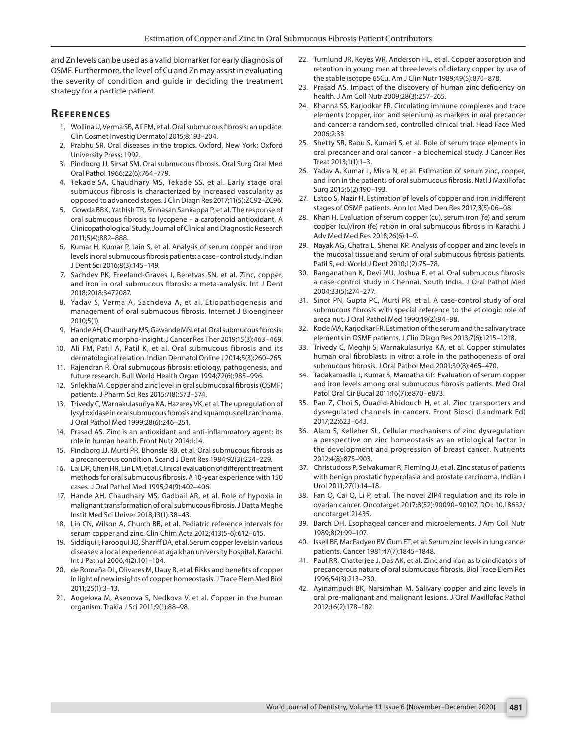and Zn levels can be used as a valid biomarker for early diagnosis of OSMF. Furthermore, the level of Cu and Zn may assist in evaluating the severity of condition and guide in deciding the treatment strategy for a particle patient.

## References

1. Wollina U, Verma SB, Ali FM, et al. Oral submucous fibrosis: an update. Clin Cosmet Investig Dermatol 2015;8:193–204.
2. Prabhu SR. Oral diseases in the tropics. Oxford, New York: Oxford University Press; 1992.
3. Pindborg JJ, Sirsat SM. Oral submucous fibrosis. Oral Surg Oral Med Oral Pathol 1966;22(6):764–779.
4. Tekade SA, Chaudhary MS, Tekade SS, et al. Early stage oral submucous fibrosis is characterized by increased vascularity as opposed to advanced stages. J Clin Diagn Res 2017;11(5):ZC92–ZC96.
5. Gowda BBK, Yathish TR, Sinhasan Sankappa P, et al. The response of oral submucous fibrosis to lycopene – a carotenoid antioxidant, A Clinicopathological Study. Journal of Clinical and Diagnostic Research 2011;5(4):882–888.
6. Kumar H, Kumar P, Jain S, et al. Analysis of serum copper and iron levels in oral submucous fibrosis patients: a case–control study. Indian J Dent Sci 2016;8(3):145–149.
7. Sachdev PK, Freeland-Graves J, Beretvas SN, et al. Zinc, copper, and iron in oral submucous fibrosis: a meta-analysis. Int J Dent 2018;2018:3472087.
8. Yadav S, Verma A, Sachdeva A, et al. Etiopathogenesis and management of oral submucous fibrosis. Internet J Bioengineer 2010;5(1).
9. Hande AH, Chaudhary MS, Gawande MN, et al. Oral submucous fibrosis: an enigmatic morpho-insight. J Cancer Res Ther 2019;15(3):463–469.
10. Ali FM, Patil A, Patil K, et al. Oral submucous fibrosis and its dermatological relation. Indian Dermatol Online J 2014;5(3):260–265.
11. Rajendran R. Oral submucous fibrosis: etiology, pathogenesis, and future research. Bull World Health Organ 1994;72(6):985–996.
12. Srilekha M. Copper and zinc level in oral submucosal fibrosis (OSMF) patients. J Pharm Sci Res 2015;7(8):573–574.
13. Trivedy C, Warnakulasuriya KA, Hazarey VK, et al. The upregulation of lysyl oxidase in oral submucous fibrosis and squamous cell carcinoma. J Oral Pathol Med 1999;28(6):246–251.
14. Prasad AS. Zinc is an antioxidant and anti-inflammatory agent: its role in human health. Front Nutr 2014;1:14.
15. Pindborg JJ, Murti PR, Bhonsle RB, et al. Oral submucous fibrosis as a precancerous condition. Scand J Dent Res 1984;92(3):224–229.
16. Lai DR, Chen HR, Lin LM, et al. Clinical evaluation of different treatment methods for oral submucous fibrosis. A 10-year experience with 150 cases. J Oral Pathol Med 1995;24(9):402–406.
17. Hande AH, Chaudhary MS, Gadbail AR, et al. Role of hypoxia in malignant transformation of oral submucous fibrosis. J Datta Meghe Instit Med Sci Univer 2018;13(1):38–43.
18. Lin CN, Wilson A, Church BB, et al. Pediatric reference intervals for serum copper and zinc. Clin Chim Acta 2012;413(5-6):612–615.
19. Siddiqui I, Farooqui JQ, Shariff DA, et al. Serum copper levels in various diseases: a local experience at aga khan university hospital, Karachi. Int J Pathol 2006;4(2):101–104.
20. de Romaña DL, Olivares M, Uauy R, et al. Risks and benefits of copper in light of new insights of copper homeostasis. J Trace Elem Med Biol 2011;25(1):3–13.
21. Angelova M, Asenova S, Nedkova V, et al. Copper in the human organism. Trakia J Sci 2011;9(1):88–98.
22. Turnlund JR, Keyes WR, Anderson HL, et al. Copper absorption and retention in young men at three levels of dietary copper by use of the stable isotope 65Cu. Am J Clin Nutr 1989;49(5):870–878.
23. Prasad AS. Impact of the discovery of human zinc deficiency on health. J Am Coll Nutr 2009;28(3):257–265.
24. Khanna SS, Karjodkar FR. Circulating immune complexes and trace elements (copper, iron and selenium) as markers in oral precancer and cancer: a randomised, controlled clinical trial. Head Face Med 2006;2:33.
25. Shetty SR, Babu S, Kumari S, et al. Role of serum trace elements in oral precancer and oral cancer - a biochemical study. J Cancer Res Treat 2013;1(1):1–3.
26. Yadav A, Kumar L, Misra N, et al. Estimation of serum zinc, copper, and iron in the patients of oral submucous fibrosis. Natl J Maxillofac Surg 2015;6(2):190–193.
27. Latoo S, Nazir H. Estimation of levels of copper and iron in different stages of OSMF patients. Ann Int Med Den Res 2017;3(5):06–08.
28. Khan H. Evaluation of serum copper (cu), serum iron (fe) and serum copper (cu)/iron (fe) ration in oral submucous fibrosis in Karachi. J Adv Med Med Res 2018;26(6):1–9.
29. Nayak AG, Chatra L, Shenai KP. Analysis of copper and zinc levels in the mucosal tissue and serum of oral submucous fibrosis patients. Patil S, ed. World J Dent 2010;1(2):75–78.
30. Ranganathan K, Devi MU, Joshua E, et al. Oral submucous fibrosis: a case-control study in Chennai, South India. J Oral Pathol Med 2004;33(5):274–277.
31. Sinor PN, Gupta PC, Murti PR, et al. A case-control study of oral submucous fibrosis with special reference to the etiologic role of areca nut. J Oral Pathol Med 1990;19(2):94–98.
32. Kode MA, Karjodkar FR. Estimation of the serum and the salivary trace elements in OSMF patients. J Clin Diagn Res 2013;7(6):1215–1218.
33. Trivedy C, Meghji S, Warnakulasuriya KA, et al. Copper stimulates human oral fibroblasts in vitro: a role in the pathogenesis of oral submucous fibrosis. J Oral Pathol Med 2001;30(8):465–470.
34. Tadakamadla J, Kumar S, Mamatha GP. Evaluation of serum copper and iron levels among oral submucous fibrosis patients. Med Oral Patol Oral Cir Bucal 2011;16(7):e870–e873.
35. Pan Z, Choi S, Ouadid-Ahidouch H, et al. Zinc transporters and dysregulated channels in cancers. Front Biosci (Landmark Ed) 2017;22:623–643.
36. Alam S, Kelleher SL. Cellular mechanisms of zinc dysregulation: a perspective on zinc homeostasis as an etiological factor in the development and progression of breast cancer. Nutrients 2012;4(8):875–903.
37. Christudoss P, Selvakumar R, Fleming JJ, et al. Zinc status of patients with benign prostatic hyperplasia and prostate carcinoma. Indian J Urol 2011;27(1):14–18.
38. Fan Q, Cai Q, Li P, et al. The novel ZIP4 regulation and its role in ovarian cancer. Oncotarget 2017;8(52):90090–90107. DOI: 10.18632/oncotarget.21435.
39. Barch DH. Esophageal cancer and microelements. J Am Coll Nutr 1989;8(2):99–107.
40. Issell BF, MacFadyen BV, Gum ET, et al. Serum zinc levels in lung cancer patients. Cancer 1981;47(7):1845–1848.
41. Paul RR, Chatterjee J, Das AK, et al. Zinc and iron as bioindicators of precancerous nature of oral submucous fibrosis. Biol Trace Elem Res 1996;54(3):213–230.
42. Ayinampudi BK, Narsimhan M. Salivary copper and zinc levels in oral pre-malignant and malignant lesions. J Oral Maxillofac Pathol 2012;16(2):178–182.